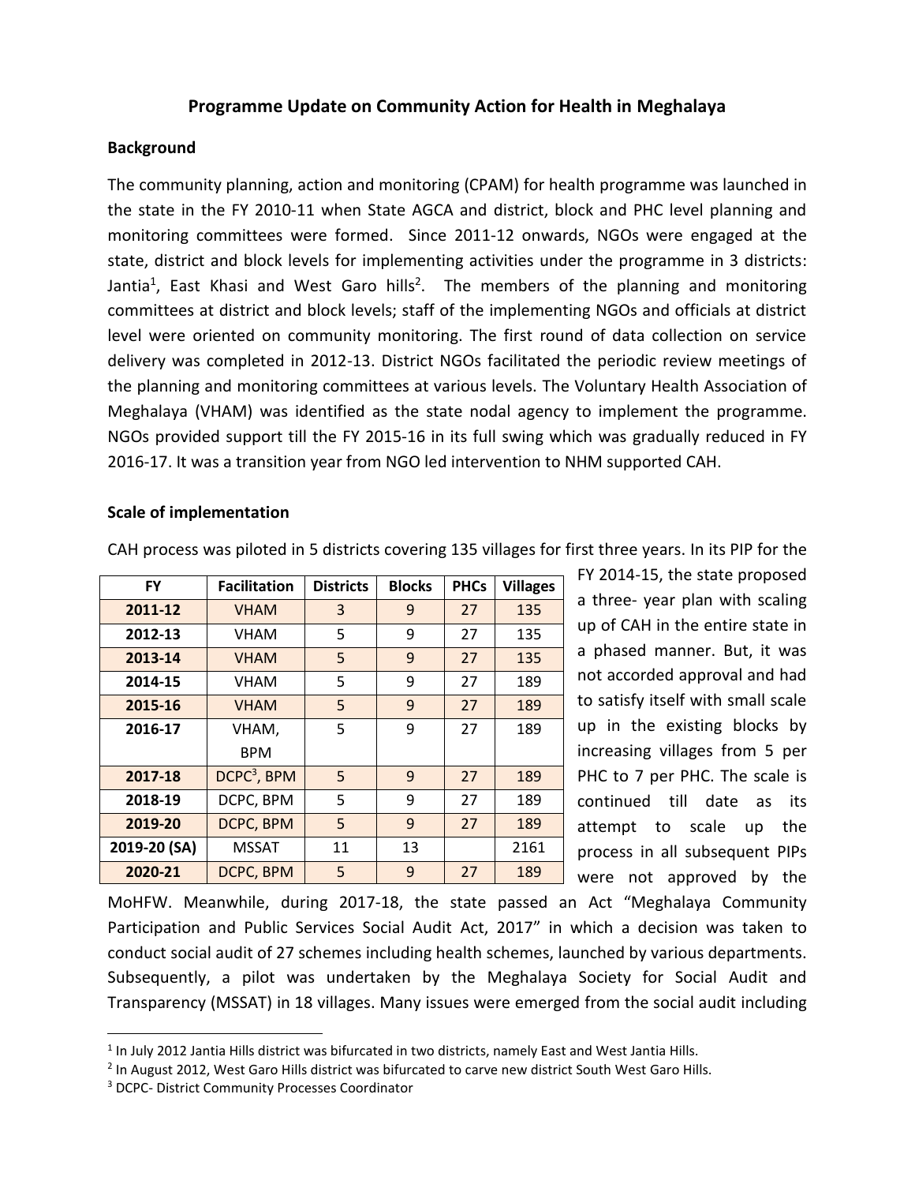# Programme Update on Community Action for Health in Meghalaya

## Background

The community planning, action and monitoring (CPAM) for health programme was launched in the state in the FY 2010-11 when State AGCA and district, block and PHC level planning and monitoring committees were formed. Since 2011-12 onwards, NGOs were engaged at the state, district and block levels for implementing activities under the programme in 3 districts: Jantia[1], East Khasi and West Garo hills[2]. The members of the planning and monitoring committees at district and block levels; staff of the implementing NGOs and officials at district level were oriented on community monitoring. The first round of data collection on service delivery was completed in 2012-13. District NGOs facilitated the periodic review meetings of the planning and monitoring committees at various levels. The Voluntary Health Association of Meghalaya (VHAM) was identified as the state nodal agency to implement the programme. NGOs provided support till the FY 2015-16 in its full swing which was gradually reduced in FY 2016-17. It was a transition year from NGO led intervention to NHM supported CAH.

## Scale of implementation

CAH process was piloted in 5 districts covering 135 villages for first three years. In its PIP for the FY 2014-15, the state proposed a three- year plan with scaling up of CAH in the entire state in a phased manner. But, it was not accorded approval and had to satisfy itself with small scale up in the existing blocks by increasing villages from 5 per PHC to 7 per PHC. The scale is continued till date as its attempt to scale up the process in all subsequent PIPs were not approved by the MoHFW. Meanwhile, during 2017-18, the state passed an Act "Meghalaya Community Participation and Public Services Social Audit Act, 2017" in which a decision was taken to conduct social audit of 27 schemes including health schemes, launched by various departments. Subsequently, a pilot was undertaken by the Meghalaya Society for Social Audit and Transparency (MSSAT) in 18 villages. Many issues were emerged from the social audit including

| FY | Facilitation | Districts | Blocks | PHCs | Villages |
|---|---|---|---|---|---|
| 2011-12 | VHAM | 3 | 9 | 27 | 135 |
| 2012-13 | VHAM | 5 | 9 | 27 | 135 |
| 2013-14 | VHAM | 5 | 9 | 27 | 135 |
| 2014-15 | VHAM | 5 | 9 | 27 | 189 |
| 2015-16 | VHAM | 5 | 9 | 27 | 189 |
| 2016-17 | VHAM, BPM | 5 | 9 | 27 | 189 |
| 2017-18 | DCPC[3], BPM | 5 | 9 | 27 | 189 |
| 2018-19 | DCPC, BPM | 5 | 9 | 27 | 189 |
| 2019-20 | DCPC, BPM | 5 | 9 | 27 | 189 |
| 2019-20 (SA) | MSSAT | 11 | 13 | | 2161 |
| 2020-21 | DCPC, BPM | 5 | 9 | 27 | 189 |

---

[1] In July 2012 Jantia Hills district was bifurcated in two districts, namely East and West Jantia Hills.

[2] In August 2012, West Garo Hills district was bifurcated to carve new district South West Garo Hills.

[3] DCPC- District Community Processes Coordinator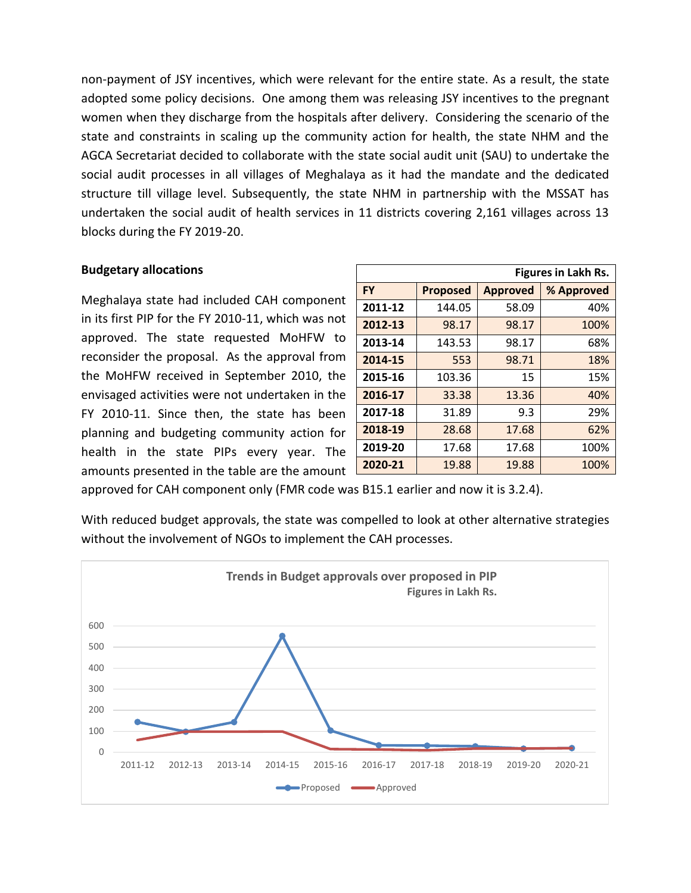non-payment of JSY incentives, which were relevant for the entire state. As a result, the state adopted some policy decisions. One among them was releasing JSY incentives to the pregnant women when they discharge from the hospitals after delivery. Considering the scenario of the state and constraints in scaling up the community action for health, the state NHM and the AGCA Secretariat decided to collaborate with the state social audit unit (SAU) to undertake the social audit processes in all villages of Meghalaya as it had the mandate and the dedicated structure till village level. Subsequently, the state NHM in partnership with the MSSAT has undertaken the social audit of health services in 11 districts covering 2,161 villages across 13 blocks during the FY 2019-20.

**Budgetary allocations**

Meghalaya state had included CAH component in its first PIP for the FY 2010-11, which was not approved. The state requested MoHFW to reconsider the proposal. As the approval from the MoHFW received in September 2010, the envisaged activities were not undertaken in the FY 2010-11. Since then, the state has been planning and budgeting community action for health in the state PIPs every year. The amounts presented in the table are the amount approved for CAH component only (FMR code was B15.1 earlier and now it is 3.2.4).

| Figures in Lakh Rs. | | | |
|---|---|---|---|
| **FY** | **Proposed** | **Approved** | **% Approved** |
| **2011-12** | 144.05 | 58.09 | 40% |
| **2012-13** | 98.17 | 98.17 | 100% |
| **2013-14** | 143.53 | 98.17 | 68% |
| **2014-15** | 553 | 98.71 | 18% |
| **2015-16** | 103.36 | 15 | 15% |
| **2016-17** | 33.38 | 13.36 | 40% |
| **2017-18** | 31.89 | 9.3 | 29% |
| **2018-19** | 28.68 | 17.68 | 62% |
| **2019-20** | 17.68 | 17.68 | 100% |
| **2020-21** | 19.88 | 19.88 | 100% |

With reduced budget approvals, the state was compelled to look at other alternative strategies without the involvement of NGOs to implement the CAH processes.

**Trends in Budget approvals over proposed in PIP**
**Figures in Lakh Rs.**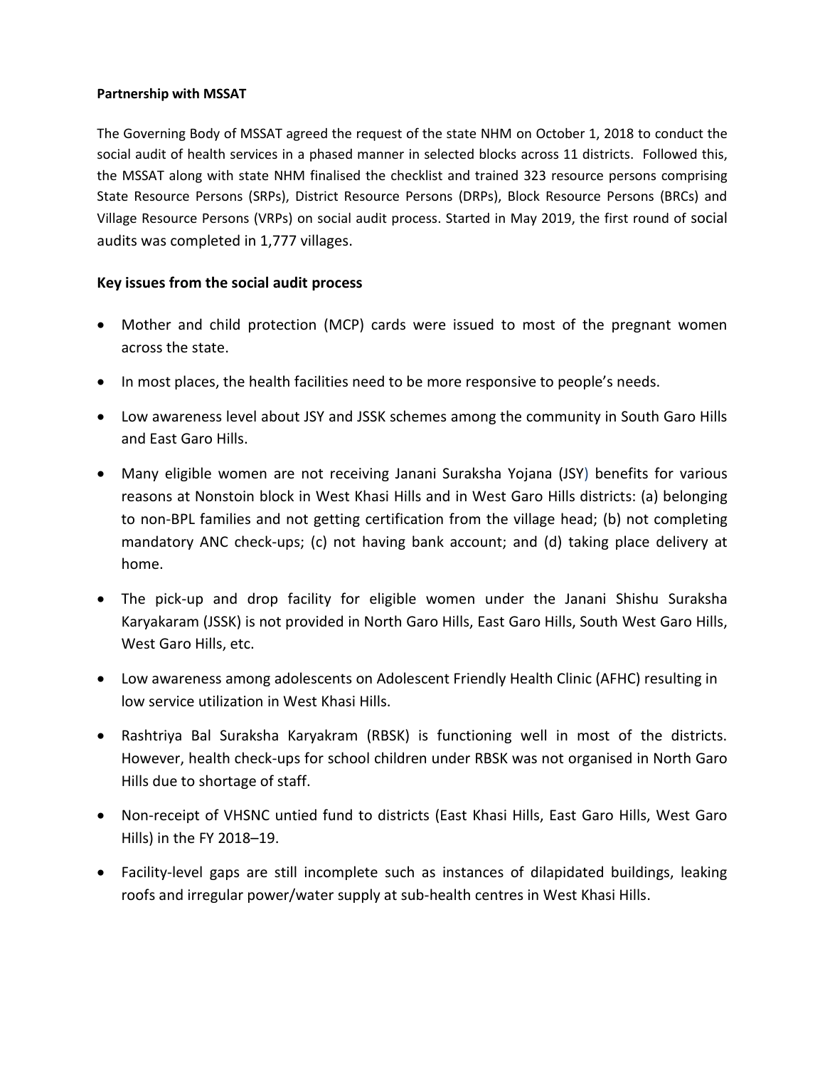**Partnership with MSSAT**

The Governing Body of MSSAT agreed the request of the state NHM on October 1, 2018 to conduct the social audit of health services in a phased manner in selected blocks across 11 districts. Followed this, the MSSAT along with state NHM finalised the checklist and trained 323 resource persons comprising State Resource Persons (SRPs), District Resource Persons (DRPs), Block Resource Persons (BRCs) and Village Resource Persons (VRPs) on social audit process. Started in May 2019, the first round of social audits was completed in 1,777 villages.

### Key issues from the social audit process

- Mother and child protection (MCP) cards were issued to most of the pregnant women across the state.
- In most places, the health facilities need to be more responsive to people's needs.
- Low awareness level about JSY and JSSK schemes among the community in South Garo Hills and East Garo Hills.
- Many eligible women are not receiving Janani Suraksha Yojana (JSY) benefits for various reasons at Nonstoin block in West Khasi Hills and in West Garo Hills districts: (a) belonging to non-BPL families and not getting certification from the village head; (b) not completing mandatory ANC check-ups; (c) not having bank account; and (d) taking place delivery at home.
- The pick-up and drop facility for eligible women under the Janani Shishu Suraksha Karyakaram (JSSK) is not provided in North Garo Hills, East Garo Hills, South West Garo Hills, West Garo Hills, etc.
- Low awareness among adolescents on Adolescent Friendly Health Clinic (AFHC) resulting in low service utilization in West Khasi Hills.
- Rashtriya Bal Suraksha Karyakram (RBSK) is functioning well in most of the districts. However, health check-ups for school children under RBSK was not organised in North Garo Hills due to shortage of staff.
- Non-receipt of VHSNC untied fund to districts (East Khasi Hills, East Garo Hills, West Garo Hills) in the FY 2018–19.
- Facility-level gaps are still incomplete such as instances of dilapidated buildings, leaking roofs and irregular power/water supply at sub-health centres in West Khasi Hills.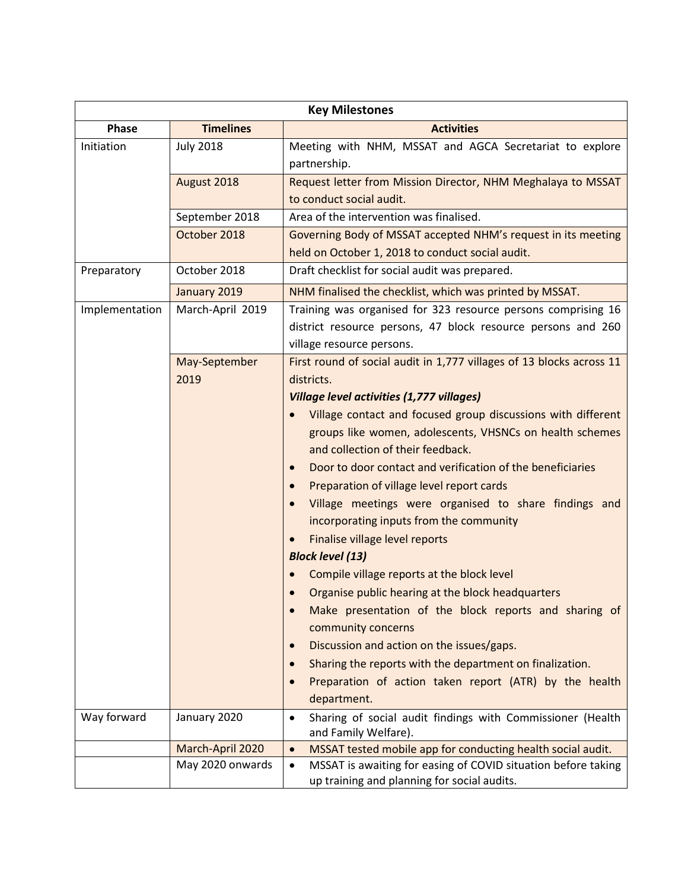| Key Milestones | | |
|---|---|---|
| **Phase** | **Timelines** | **Activities** |
| Initiation | July 2018 | Meeting with NHM, MSSAT and AGCA Secretariat to explore partnership. |
| | August 2018 | Request letter from Mission Director, NHM Meghalaya to MSSAT to conduct social audit. |
| | September 2018 | Area of the intervention was finalised. |
| | October 2018 | Governing Body of MSSAT accepted NHM's request in its meeting held on October 1, 2018 to conduct social audit. |
| Preparatory | October 2018 | Draft checklist for social audit was prepared. |
| | January 2019 | NHM finalised the checklist, which was printed by MSSAT. |
| Implementation | March-April 2019 | Training was organised for 323 resource persons comprising 16 district resource persons, 47 block resource persons and 260 village resource persons. |
| | May-September 2019 | First round of social audit in 1,777 villages of 13 blocks across 11 districts.<br>***Village level activities (1,777 villages)***<br>• Village contact and focused group discussions with different groups like women, adolescents, VHSNCs on health schemes and collection of their feedback.<br>• Door to door contact and verification of the beneficiaries<br>• Preparation of village level report cards<br>• Village meetings were organised to share findings and incorporating inputs from the community<br>• Finalise village level reports<br>***Block level (13)***<br>• Compile village reports at the block level<br>• Organise public hearing at the block headquarters<br>• Make presentation of the block reports and sharing of community concerns<br>• Discussion and action on the issues/gaps.<br>• Sharing the reports with the department on finalization.<br>• Preparation of action taken report (ATR) by the health department. |
| Way forward | January 2020 | • Sharing of social audit findings with Commissioner (Health and Family Welfare). |
| | March-April 2020 | • MSSAT tested mobile app for conducting health social audit. |
| | May 2020 onwards | • MSSAT is awaiting for easing of COVID situation before taking up training and planning for social audits. |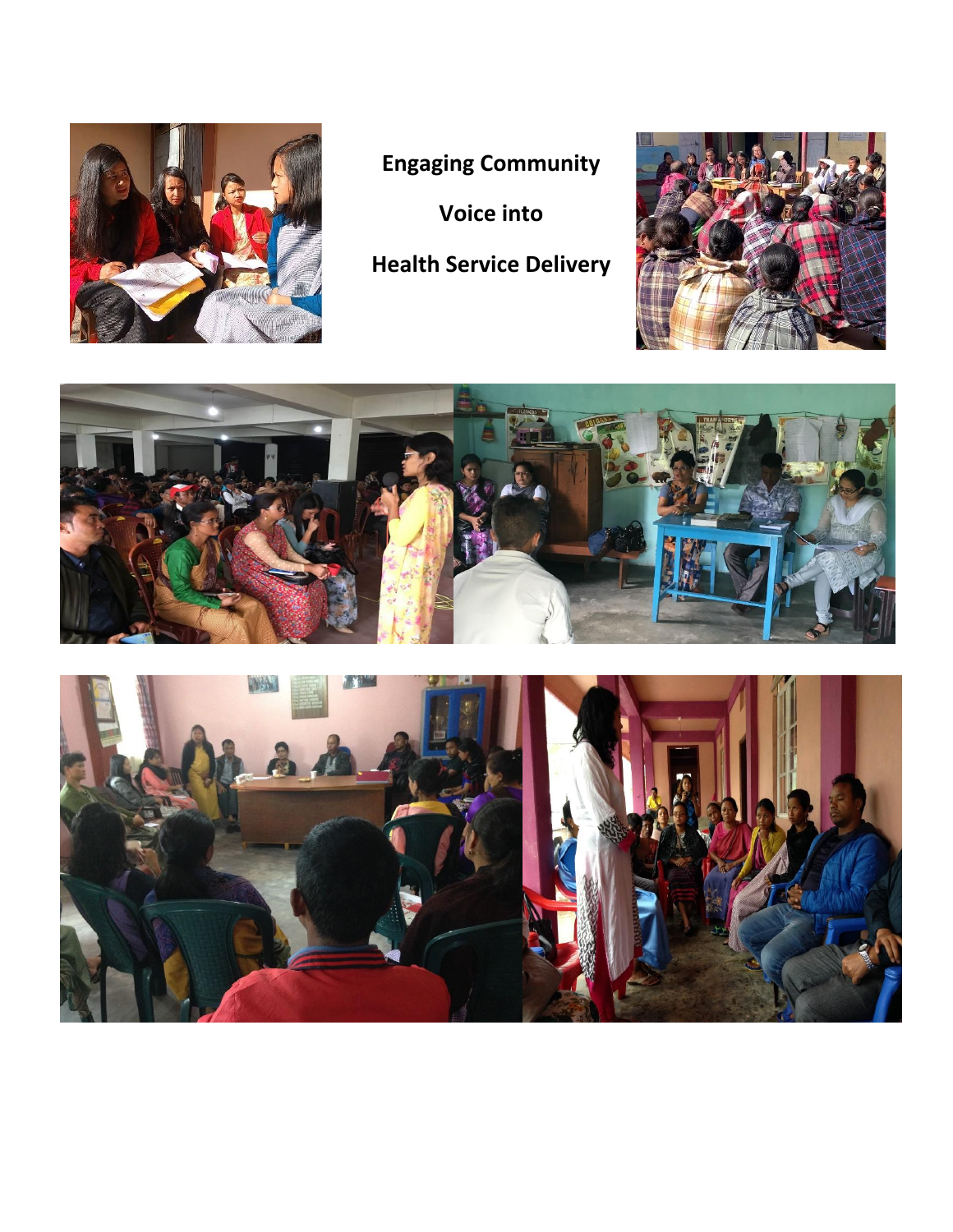**Engaging Community**

**Voice into**

**Health Service Delivery**